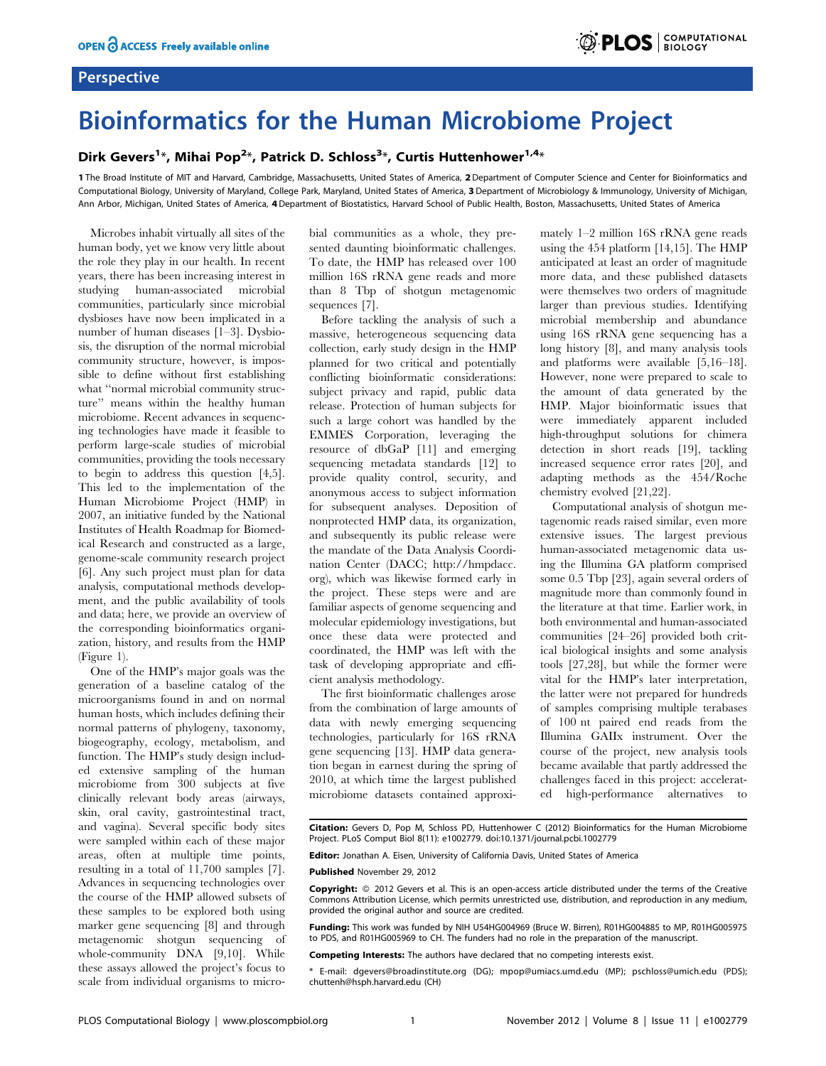Perspective

# Bioinformatics for the Human Microbiome Project

**Dirk Gevers[1]*, Mihai Pop[2]*, Patrick D. Schloss[3]*, Curtis Huttenhower[1,4]***

**1** The Broad Institute of MIT and Harvard, Cambridge, Massachusetts, United States of America, **2** Department of Computer Science and Center for Bioinformatics and Computational Biology, University of Maryland, College Park, Maryland, United States of America, **3** Department of Microbiology & Immunology, University of Michigan, Ann Arbor, Michigan, United States of America, **4** Department of Biostatistics, Harvard School of Public Health, Boston, Massachusetts, United States of America

Microbes inhabit virtually all sites of the human body, yet we know very little about the role they play in our health. In recent years, there has been increasing interest in studying human-associated microbial communities, particularly since microbial dysbioses have now been implicated in a number of human diseases [1–3]. Dysbiosis, the disruption of the normal microbial community structure, however, is impossible to define without first establishing what "normal microbial community structure" means within the healthy human microbiome. Recent advances in sequencing technologies have made it feasible to perform large-scale studies of microbial communities, providing the tools necessary to begin to address this question [4,5]. This led to the implementation of the Human Microbiome Project (HMP) in 2007, an initiative funded by the National Institutes of Health Roadmap for Biomedical Research and constructed as a large, genome-scale community research project [6]. Any such project must plan for data analysis, computational methods development, and the public availability of tools and data; here, we provide an overview of the corresponding bioinformatics organization, history, and results from the HMP (Figure 1).

One of the HMP's major goals was the generation of a baseline catalog of the microorganisms found in and on normal human hosts, which includes defining their normal patterns of phylogeny, taxonomy, biogeography, ecology, metabolism, and function. The HMP's study design included extensive sampling of the human microbiome from 300 subjects at five clinically relevant body areas (airways, skin, oral cavity, gastrointestinal tract, and vagina). Several specific body sites were sampled within each of these major areas, often at multiple time points, resulting in a total of 11,700 samples [7]. Advances in sequencing technologies over the course of the HMP allowed subsets of these samples to be explored both using marker gene sequencing [8] and through metagenomic shotgun sequencing of whole-community DNA [9,10]. While these assays allowed the project's focus to scale from individual organisms to microbial communities as a whole, they presented daunting bioinformatic challenges. To date, the HMP has released over 100 million 16S rRNA gene reads and more than 8 Tbp of shotgun metagenomic sequences [7].

Before tackling the analysis of such a massive, heterogeneous sequencing data collection, early study design in the HMP planned for two critical and potentially conflicting bioinformatic considerations: subject privacy and rapid, public data release. Protection of human subjects for such a large cohort was handled by the EMMES Corporation, leveraging the resource of dbGaP [11] and emerging sequencing metadata standards [12] to provide quality control, security, and anonymous access to subject information for subsequent analyses. Deposition of nonprotected HMP data, its organization, and subsequently its public release were the mandate of the Data Analysis Coordination Center (DACC; http://hmpdacc.org), which was likewise formed early in the project. These steps were and are familiar aspects of genome sequencing and molecular epidemiology investigations, but once these data were protected and coordinated, the HMP was left with the task of developing appropriate and efficient analysis methodology.

The first bioinformatic challenges arose from the combination of large amounts of data with newly emerging sequencing technologies, particularly for 16S rRNA gene sequencing [13]. HMP data generation began in earnest during the spring of 2010, at which time the largest published microbiome datasets contained approximately 1–2 million 16S rRNA gene reads using the 454 platform [14,15]. The HMP anticipated at least an order of magnitude more data, and these published datasets were themselves two orders of magnitude larger than previous studies. Identifying microbial membership and abundance using 16S rRNA gene sequencing has a long history [8], and many analysis tools and platforms were available [5,16–18]. However, none were prepared to scale to the amount of data generated by the HMP. Major bioinformatic issues that were immediately apparent included high-throughput solutions for chimera detection in short reads [19], tackling increased sequence error rates [20], and adapting methods as the 454/Roche chemistry evolved [21,22].

Computational analysis of shotgun metagenomic reads raised similar, even more extensive issues. The largest previous human-associated metagenomic data using the Illumina GA platform comprised some 0.5 Tbp [23], again several orders of magnitude more than commonly found in the literature at that time. Earlier work, in both environmental and human-associated communities [24–26] provided both critical biological insights and some analysis tools [27,28], but while the former were vital for the HMP's later interpretation, the latter were not prepared for hundreds of samples comprising multiple terabases of 100 nt paired end reads from the Illumina GAIIx instrument. Over the course of the project, new analysis tools became available that partly addressed the challenges faced in this project: accelerated high-performance alternatives to

**Citation:** Gevers D, Pop M, Schloss PD, Huttenhower C (2012) Bioinformatics for the Human Microbiome Project. PLoS Comput Biol 8(11): e1002779. doi:10.1371/journal.pcbi.1002779

**Editor:** Jonathan A. Eisen, University of California Davis, United States of America

**Published** November 29, 2012

**Copyright:** © 2012 Gevers et al. This is an open-access article distributed under the terms of the Creative Commons Attribution License, which permits unrestricted use, distribution, and reproduction in any medium, provided the original author and source are credited.

**Funding:** This work was funded by NIH U54HG004969 (Bruce W. Birren), R01HG004885 to MP, R01HG005975 to PDS, and R01HG005969 to CH. The funders had no role in the preparation of the manuscript.

**Competing Interests:** The authors have declared that no competing interests exist.

* E-mail: dgevers@broadinstitute.org (DG); mpop@umiacs.umd.edu (MP); pschloss@umich.edu (PDS); chuttenh@hsph.harvard.edu (CH)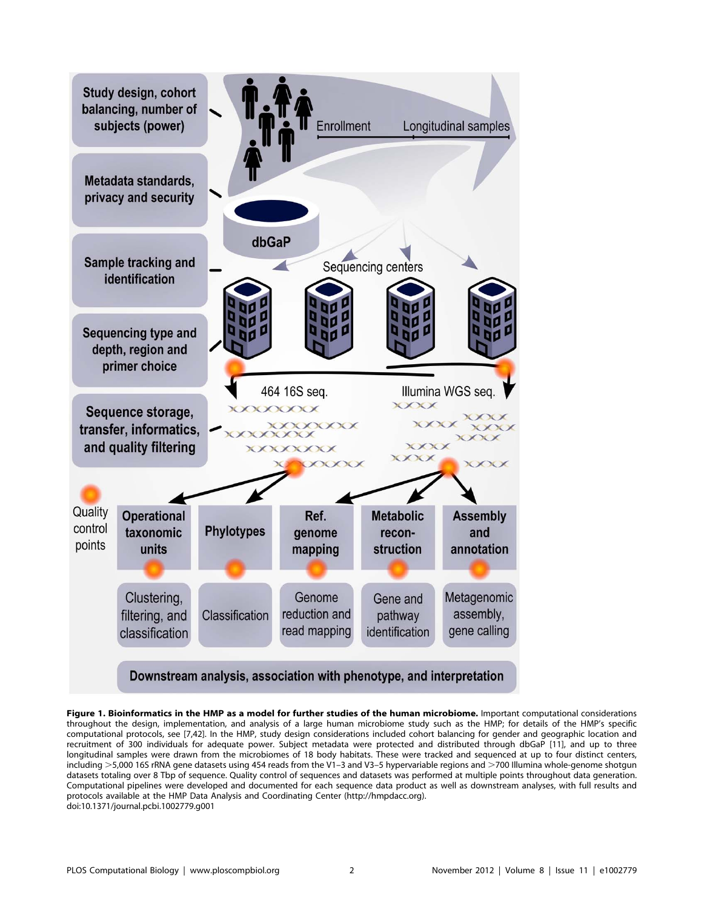**Figure 1. Bioinformatics in the HMP as a model for further studies of the human microbiome.** Important computational considerations throughout the design, implementation, and analysis of a large human microbiome study such as the HMP; for details of the HMP's specific computational protocols, see [7,42]. In the HMP, study design considerations included cohort balancing for gender and geographic location and recruitment of 300 individuals for adequate power. Subject metadata were protected and distributed through dbGaP [11], and up to three longitudinal samples were drawn from the microbiomes of 18 body habitats. These were tracked and sequenced at up to four distinct centers, including >5,000 16S rRNA gene datasets using 454 reads from the V1–3 and V3–5 hypervariable regions and >700 Illumina whole-genome shotgun datasets totaling over 8 Tbp of sequence. Quality control of sequences and datasets was performed at multiple points throughout data generation. Computational pipelines were developed and documented for each sequence data product as well as downstream analyses, with full results and protocols available at the HMP Data Analysis and Coordinating Center (http://hmpdacc.org).
doi:10.1371/journal.pcbi.1002779.g001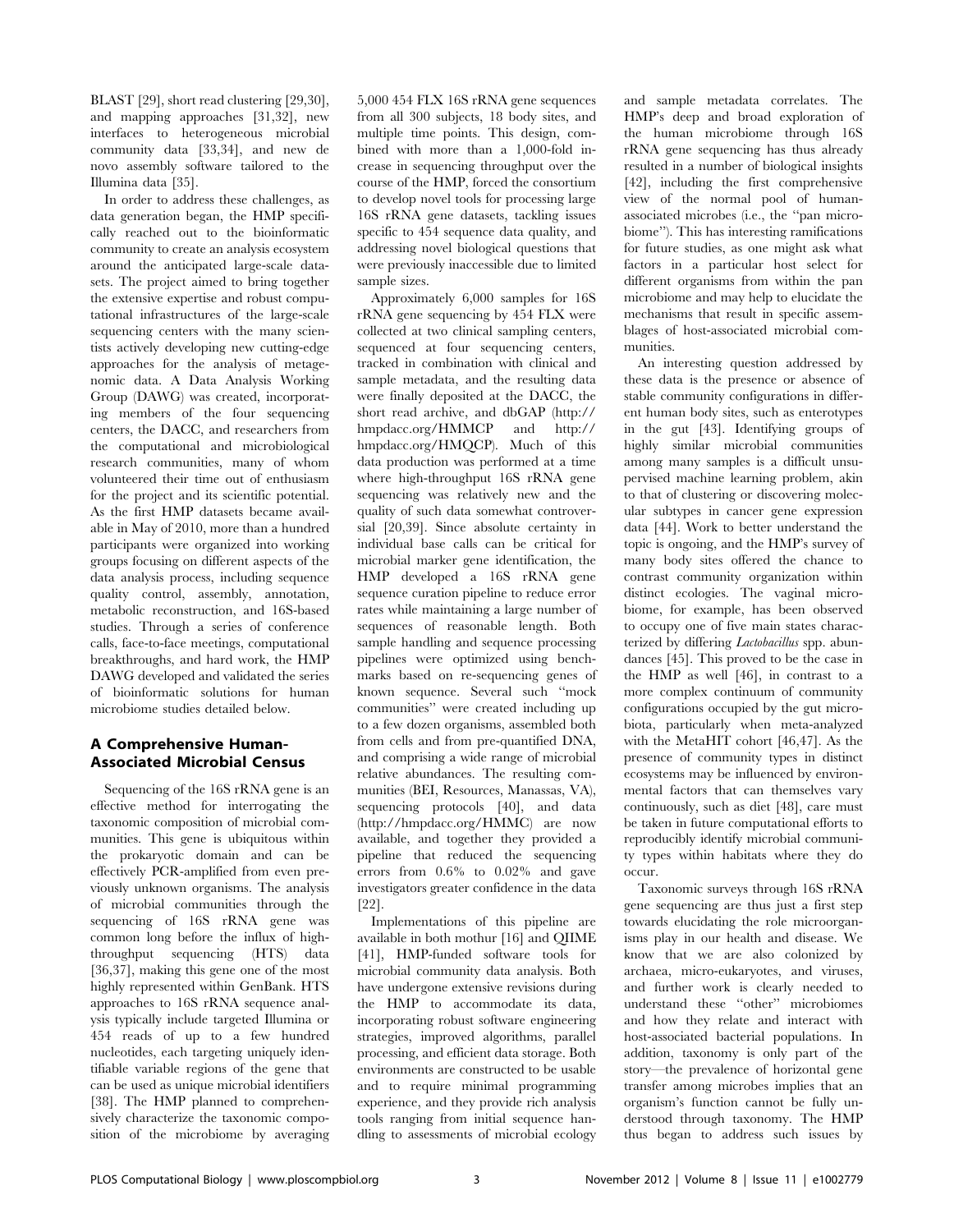BLAST [29], short read clustering [29,30], and mapping approaches [31,32], new interfaces to heterogeneous microbial community data [33,34], and new de novo assembly software tailored to the Illumina data [35].

In order to address these challenges, as data generation began, the HMP specifically reached out to the bioinformatic community to create an analysis ecosystem around the anticipated large-scale datasets. The project aimed to bring together the extensive expertise and robust computational infrastructures of the large-scale sequencing centers with the many scientists actively developing new cutting-edge approaches for the analysis of metagenomic data. A Data Analysis Working Group (DAWG) was created, incorporating members of the four sequencing centers, the DACC, and researchers from the computational and microbiological research communities, many of whom volunteered their time out of enthusiasm for the project and its scientific potential. As the first HMP datasets became available in May of 2010, more than a hundred participants were organized into working groups focusing on different aspects of the data analysis process, including sequence quality control, assembly, annotation, metabolic reconstruction, and 16S-based studies. Through a series of conference calls, face-to-face meetings, computational breakthroughs, and hard work, the HMP DAWG developed and validated the series of bioinformatic solutions for human microbiome studies detailed below.

## A Comprehensive Human-Associated Microbial Census

Sequencing of the 16S rRNA gene is an effective method for interrogating the taxonomic composition of microbial communities. This gene is ubiquitous within the prokaryotic domain and can be effectively PCR-amplified from even previously unknown organisms. The analysis of microbial communities through the sequencing of 16S rRNA gene was common long before the influx of high-throughput sequencing (HTS) data [36,37], making this gene one of the most highly represented within GenBank. HTS approaches to 16S rRNA sequence analysis typically include targeted Illumina or 454 reads of up to a few hundred nucleotides, each targeting uniquely identifiable variable regions of the gene that can be used as unique microbial identifiers [38]. The HMP planned to comprehensively characterize the taxonomic composition of the microbiome by averaging 5,000 454 FLX 16S rRNA gene sequences from all 300 subjects, 18 body sites, and multiple time points. This design, combined with more than a 1,000-fold increase in sequencing throughput over the course of the HMP, forced the consortium to develop novel tools for processing large 16S rRNA gene datasets, tackling issues specific to 454 sequence data quality, and addressing novel biological questions that were previously inaccessible due to limited sample sizes.

Approximately 6,000 samples for 16S rRNA gene sequencing by 454 FLX were collected at two clinical sampling centers, sequenced at four sequencing centers, tracked in combination with clinical and sample metadata, and the resulting data were finally deposited at the DACC, the short read archive, and dbGAP (http://hmpdacc.org/HMMCP and http://hmpdacc.org/HMQCP). Much of this data production was performed at a time where high-throughput 16S rRNA gene sequencing was relatively new and the quality of such data somewhat controversial [20,39]. Since absolute certainty in individual base calls can be critical for microbial marker gene identification, the HMP developed a 16S rRNA gene sequence curation pipeline to reduce error rates while maintaining a large number of sequences of reasonable length. Both sample handling and sequence processing pipelines were optimized using benchmarks based on re-sequencing genes of known sequence. Several such "mock communities" were created including up to a few dozen organisms, assembled both from cells and from pre-quantified DNA, and comprising a wide range of microbial relative abundances. The resulting communities (BEI, Resources, Manassas, VA), sequencing protocols [40], and data (http://hmpdacc.org/HMMC) are now available, and together they provided a pipeline that reduced the sequencing errors from 0.6% to 0.02% and gave investigators greater confidence in the data [22].

Implementations of this pipeline are available in both mothur [16] and QIIME [41], HMP-funded software tools for microbial community data analysis. Both have undergone extensive revisions during the HMP to accommodate its data, incorporating robust software engineering strategies, improved algorithms, parallel processing, and efficient data storage. Both environments are constructed to be usable and to require minimal programming experience, and they provide rich analysis tools ranging from initial sequence handling to assessments of microbial ecology and sample metadata correlates. The HMP's deep and broad exploration of the human microbiome through 16S rRNA gene sequencing has thus already resulted in a number of biological insights [42], including the first comprehensive view of the normal pool of human-associated microbes (i.e., the "pan microbiome"). This has interesting ramifications for future studies, as one might ask what factors in a particular host select for different organisms from within the pan microbiome and may help to elucidate the mechanisms that result in specific assemblages of host-associated microbial communities.

An interesting question addressed by these data is the presence or absence of stable community configurations in different human body sites, such as enterotypes in the gut [43]. Identifying groups of highly similar microbial communities among many samples is a difficult unsupervised machine learning problem, akin to that of clustering or discovering molecular subtypes in cancer gene expression data [44]. Work to better understand the topic is ongoing, and the HMP's survey of many body sites offered the chance to contrast community organization within distinct ecologies. The vaginal microbiome, for example, has been observed to occupy one of five main states characterized by differing *Lactobacillus* spp. abundances [45]. This proved to be the case in the HMP as well [46], in contrast to a more complex continuum of community configurations occupied by the gut microbiota, particularly when meta-analyzed with the MetaHIT cohort [46,47]. As the presence of community types in distinct ecosystems may be influenced by environmental factors that can themselves vary continuously, such as diet [48], care must be taken in future computational efforts to reproducibly identify microbial community types within habitats where they do occur.

Taxonomic surveys through 16S rRNA gene sequencing are thus just a first step towards elucidating the role microorganisms play in our health and disease. We know that we are also colonized by archaea, micro-eukaryotes, and viruses, and further work is clearly needed to understand these "other" microbiomes and how they relate and interact with host-associated bacterial populations. In addition, taxonomy is only part of the story—the prevalence of horizontal gene transfer among microbes implies that an organism's function cannot be fully understood through taxonomy. The HMP thus began to address such issues by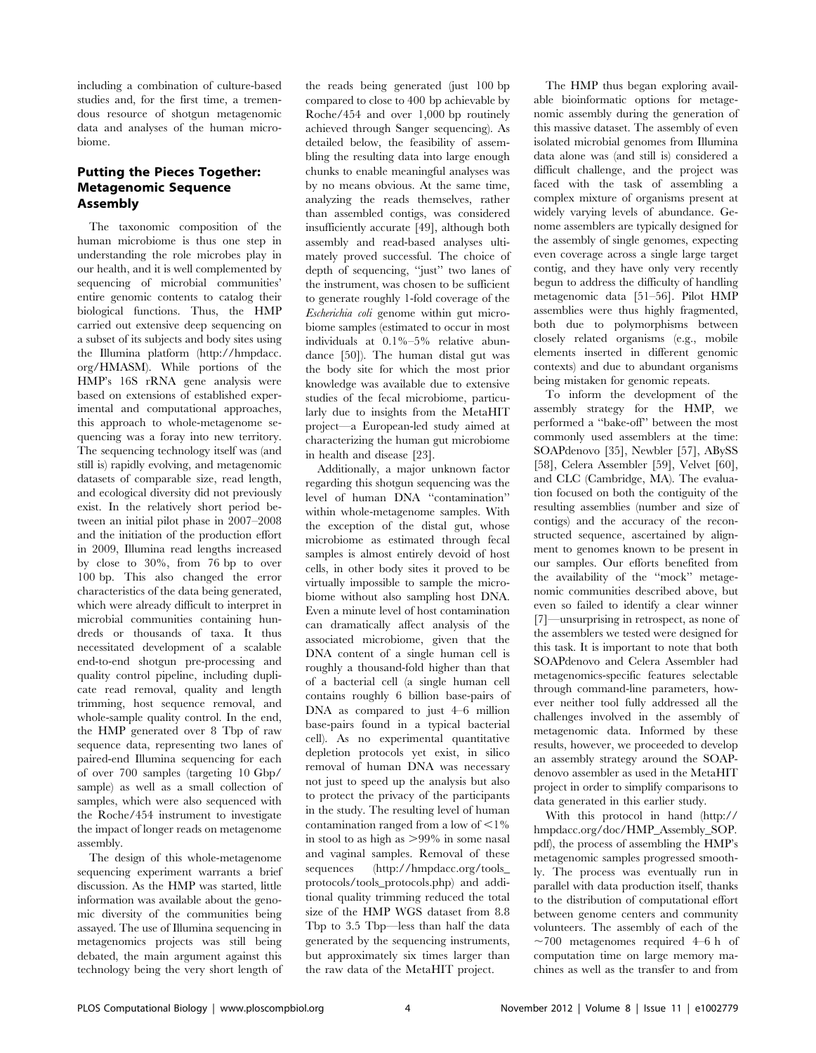including a combination of culture-based studies and, for the first time, a tremendous resource of shotgun metagenomic data and analyses of the human microbiome.

## Putting the Pieces Together: Metagenomic Sequence Assembly

The taxonomic composition of the human microbiome is thus one step in understanding the role microbes play in our health, and it is well complemented by sequencing of microbial communities' entire genomic contents to catalog their biological functions. Thus, the HMP carried out extensive deep sequencing on a subset of its subjects and body sites using the Illumina platform (http://hmpdacc.org/HMASM). While portions of the HMP's 16S rRNA gene analysis were based on extensions of established experimental and computational approaches, this approach to whole-metagenome sequencing was a foray into new territory. The sequencing technology itself was (and still is) rapidly evolving, and metagenomic datasets of comparable size, read length, and ecological diversity did not previously exist. In the relatively short period between an initial pilot phase in 2007–2008 and the initiation of the production effort in 2009, Illumina read lengths increased by close to 30%, from 76 bp to over 100 bp. This also changed the error characteristics of the data being generated, which were already difficult to interpret in microbial communities containing hundreds or thousands of taxa. It thus necessitated development of a scalable end-to-end shotgun pre-processing and quality control pipeline, including duplicate read removal, quality and length trimming, host sequence removal, and whole-sample quality control. In the end, the HMP generated over 8 Tbp of raw sequence data, representing two lanes of paired-end Illumina sequencing for each of over 700 samples (targeting 10 Gbp/sample) as well as a small collection of samples, which were also sequenced with the Roche/454 instrument to investigate the impact of longer reads on metagenome assembly.

The design of this whole-metagenome sequencing experiment warrants a brief discussion. As the HMP was started, little information was available about the genomic diversity of the communities being assayed. The use of Illumina sequencing in metagenomics projects was still being debated, the main argument against this technology being the very short length of the reads being generated (just 100 bp compared to close to 400 bp achievable by Roche/454 and over 1,000 bp routinely achieved through Sanger sequencing). As detailed below, the feasibility of assembling the resulting data into large enough chunks to enable meaningful analyses was by no means obvious. At the same time, analyzing the reads themselves, rather than assembled contigs, was considered insufficiently accurate [49], although both assembly and read-based analyses ultimately proved successful. The choice of depth of sequencing, "just" two lanes of the instrument, was chosen to be sufficient to generate roughly 1-fold coverage of the *Escherichia coli* genome within gut microbiome samples (estimated to occur in most individuals at 0.1%–5% relative abundance [50]). The human distal gut was the body site for which the most prior knowledge was available due to extensive studies of the fecal microbiome, particularly due to insights from the MetaHIT project—a European-led study aimed at characterizing the human gut microbiome in health and disease [23].

Additionally, a major unknown factor regarding this shotgun sequencing was the level of human DNA "contamination" within whole-metagenome samples. With the exception of the distal gut, whose microbiome as estimated through fecal samples is almost entirely devoid of host cells, in other body sites it proved to be virtually impossible to sample the microbiome without also sampling host DNA. Even a minute level of host contamination can dramatically affect analysis of the associated microbiome, given that the DNA content of a single human cell is roughly a thousand-fold higher than that of a bacterial cell (a single human cell contains roughly 6 billion base-pairs of DNA as compared to just 4–6 million base-pairs found in a typical bacterial cell). As no experimental quantitative depletion protocols yet exist, in silico removal of human DNA was necessary not just to speed up the analysis but also to protect the privacy of the participants in the study. The resulting level of human contamination ranged from a low of <1% in stool to as high as >99% in some nasal and vaginal samples. Removal of these sequences (http://hmpdacc.org/tools_protocols/tools_protocols.php) and additional quality trimming reduced the total size of the HMP WGS dataset from 8.8 Tbp to 3.5 Tbp—less than half the data generated by the sequencing instruments, but approximately six times larger than the raw data of the MetaHIT project.

The HMP thus began exploring available bioinformatic options for metagenomic assembly during the generation of this massive dataset. The assembly of even isolated microbial genomes from Illumina data alone was (and still is) considered a difficult challenge, and the project was faced with the task of assembling a complex mixture of organisms present at widely varying levels of abundance. Genome assemblers are typically designed for the assembly of single genomes, expecting even coverage across a single large target contig, and they have only very recently begun to address the difficulty of handling metagenomic data [51–56]. Pilot HMP assemblies were thus highly fragmented, both due to polymorphisms between closely related organisms (e.g., mobile elements inserted in different genomic contexts) and due to abundant organisms being mistaken for genomic repeats.

To inform the development of the assembly strategy for the HMP, we performed a "bake-off" between the most commonly used assemblers at the time: SOAPdenovo [35], Newbler [57], ABySS [58], Celera Assembler [59], Velvet [60], and CLC (Cambridge, MA). The evaluation focused on both the contiguity of the resulting assemblies (number and size of contigs) and the accuracy of the reconstructed sequence, ascertained by alignment to genomes known to be present in our samples. Our efforts benefited from the availability of the "mock" metagenomic communities described above, but even so failed to identify a clear winner [7]—unsurprising in retrospect, as none of the assemblers we tested were designed for this task. It is important to note that both SOAPdenovo and Celera Assembler had metagenomics-specific features selectable through command-line parameters, however neither tool fully addressed all the challenges involved in the assembly of metagenomic data. Informed by these results, however, we proceeded to develop an assembly strategy around the SOAPdenovo assembler as used in the MetaHIT project in order to simplify comparisons to data generated in this earlier study.

With this protocol in hand (http://hmpdacc.org/doc/HMP_Assembly_SOP.pdf), the process of assembling the HMP's metagenomic samples progressed smoothly. The process was eventually run in parallel with data production itself, thanks to the distribution of computational effort between genome centers and community volunteers. The assembly of each of the ~700 metagenomes required 4–6 h of computation time on large memory machines as well as the transfer to and from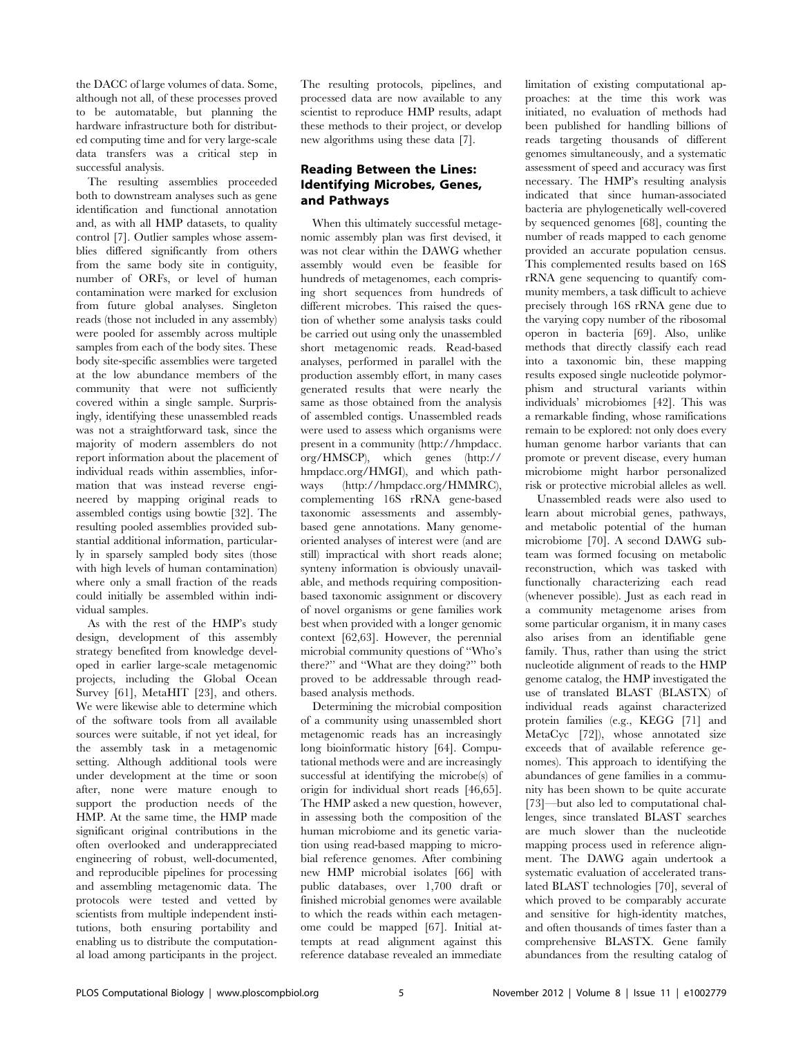the DACC of large volumes of data. Some, although not all, of these processes proved to be automatable, but planning the hardware infrastructure both for distributed computing time and for very large-scale data transfers was a critical step in successful analysis.

The resulting assemblies proceeded both to downstream analyses such as gene identification and functional annotation and, as with all HMP datasets, to quality control [7]. Outlier samples whose assemblies differed significantly from others from the same body site in contiguity, number of ORFs, or level of human contamination were marked for exclusion from future global analyses. Singleton reads (those not included in any assembly) were pooled for assembly across multiple samples from each of the body sites. These body site-specific assemblies were targeted at the low abundance members of the community that were not sufficiently covered within a single sample. Surprisingly, identifying these unassembled reads was not a straightforward task, since the majority of modern assemblers do not report information about the placement of individual reads within assemblies, information that was instead reverse engineered by mapping original reads to assembled contigs using bowtie [32]. The resulting pooled assemblies provided substantial additional information, particularly in sparsely sampled body sites (those with high levels of human contamination) where only a small fraction of the reads could initially be assembled within individual samples.

As with the rest of the HMP's study design, development of this assembly strategy benefited from knowledge developed in earlier large-scale metagenomic projects, including the Global Ocean Survey [61], MetaHIT [23], and others. We were likewise able to determine which of the software tools from all available sources were suitable, if not yet ideal, for the assembly task in a metagenomic setting. Although additional tools were under development at the time or soon after, none were mature enough to support the production needs of the HMP. At the same time, the HMP made significant original contributions in the often overlooked and underappreciated engineering of robust, well-documented, and reproducible pipelines for processing and assembling metagenomic data. The protocols were tested and vetted by scientists from multiple independent institutions, both ensuring portability and enabling us to distribute the computational load among participants in the project. The resulting protocols, pipelines, and processed data are now available to any scientist to reproduce HMP results, adapt these methods to their project, or develop new algorithms using these data [7].

## Reading Between the Lines: Identifying Microbes, Genes, and Pathways

When this ultimately successful metagenomic assembly plan was first devised, it was not clear within the DAWG whether assembly would even be feasible for hundreds of metagenomes, each comprising short sequences from hundreds of different microbes. This raised the question of whether some analysis tasks could be carried out using only the unassembled short metagenomic reads. Read-based analyses, performed in parallel with the production assembly effort, in many cases generated results that were nearly the same as those obtained from the analysis of assembled contigs. Unassembled reads were used to assess which organisms were present in a community (http://hmpdacc.org/HMSCP), which genes (http://hmpdacc.org/HMGI), and which pathways (http://hmpdacc.org/HMMRC), complementing 16S rRNA gene-based taxonomic assessments and assembly-based gene annotations. Many genome-oriented analyses of interest were (and are still) impractical with short reads alone; synteny information is obviously unavailable, and methods requiring composition-based taxonomic assignment or discovery of novel organisms or gene families work best when provided with a longer genomic context [62,63]. However, the perennial microbial community questions of "Who's there?" and "What are they doing?" both proved to be addressable through read-based analysis methods.

Determining the microbial composition of a community using unassembled short metagenomic reads has an increasingly long bioinformatic history [64]. Computational methods were and are increasingly successful at identifying the microbe(s) of origin for individual short reads [46,65]. The HMP asked a new question, however, in assessing both the composition of the human microbiome and its genetic variation using read-based mapping to microbial reference genomes. After combining new HMP microbial isolates [66] with public databases, over 1,700 draft or finished microbial genomes were available to which the reads within each metagenome could be mapped [67]. Initial attempts at read alignment against this reference database revealed an immediate limitation of existing computational approaches: at the time this work was initiated, no evaluation of methods had been published for handling billions of reads targeting thousands of different genomes simultaneously, and a systematic assessment of speed and accuracy was first necessary. The HMP's resulting analysis indicated that since human-associated bacteria are phylogenetically well-covered by sequenced genomes [68], counting the number of reads mapped to each genome provided an accurate population census. This complemented results based on 16S rRNA gene sequencing to quantify community members, a task difficult to achieve precisely through 16S rRNA gene due to the varying copy number of the ribosomal operon in bacteria [69]. Also, unlike methods that directly classify each read into a taxonomic bin, these mapping results exposed single nucleotide polymorphism and structural variants within individuals' microbiomes [42]. This was a remarkable finding, whose ramifications remain to be explored: not only does every human genome harbor variants that can promote or prevent disease, every human microbiome might harbor personalized risk or protective microbial alleles as well.

Unassembled reads were also used to learn about microbial genes, pathways, and metabolic potential of the human microbiome [70]. A second DAWG subteam was formed focusing on metabolic reconstruction, which was tasked with functionally characterizing each read (whenever possible). Just as each read in a community metagenome arises from some particular organism, it in many cases also arises from an identifiable gene family. Thus, rather than using the strict nucleotide alignment of reads to the HMP genome catalog, the HMP investigated the use of translated BLAST (BLASTX) of individual reads against characterized protein families (e.g., KEGG [71] and MetaCyc [72]), whose annotated size exceeds that of available reference genomes). This approach to identifying the abundances of gene families in a community has been shown to be quite accurate [73]—but also led to computational challenges, since translated BLAST searches are much slower than the nucleotide mapping process used in reference alignment. The DAWG again undertook a systematic evaluation of accelerated translated BLAST technologies [70], several of which proved to be comparably accurate and sensitive for high-identity matches, and often thousands of times faster than a comprehensive BLASTX. Gene family abundances from the resulting catalog of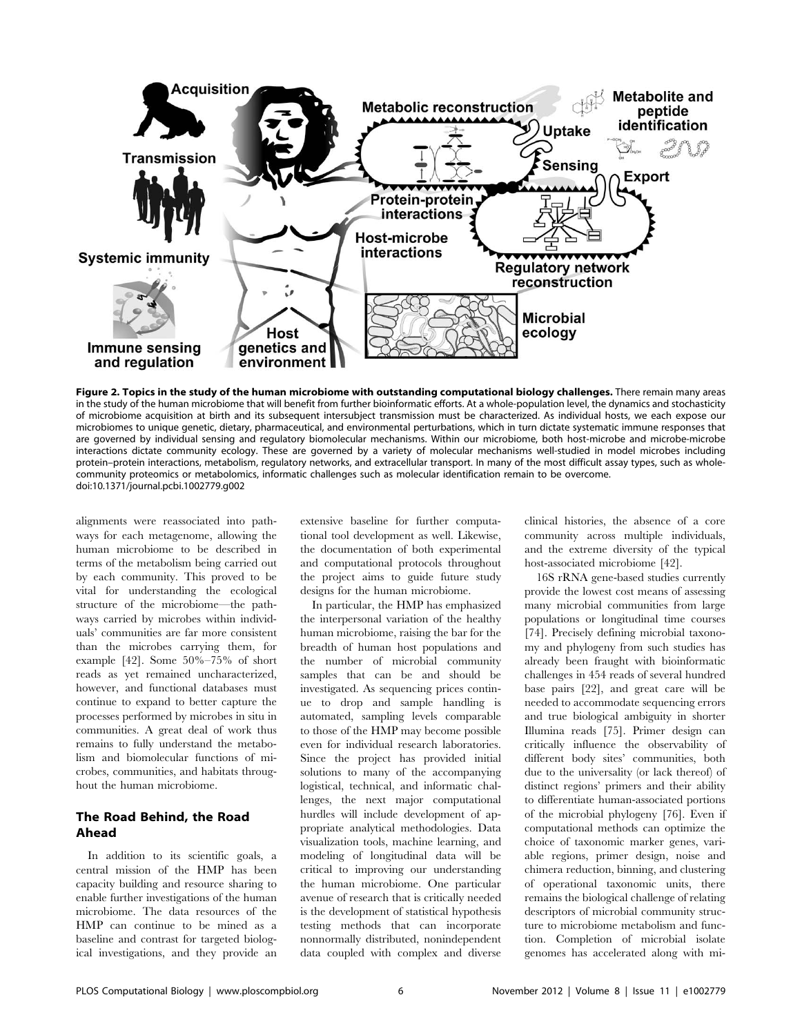Acquisition

Transmission

Systemic immunity

Immune sensing and regulation

Host genetics and environment

Metabolic reconstruction

Uptake

Sensing

Export

Metabolite and peptide identification

Protein-protein interactions

Host-microbe interactions

Regulatory network reconstruction

Microbial ecology

**Figure 2. Topics in the study of the human microbiome with outstanding computational biology challenges.** There remain many areas in the study of the human microbiome that will benefit from further bioinformatic efforts. At a whole-population level, the dynamics and stochasticity of microbiome acquisition at birth and its subsequent intersubject transmission must be characterized. As individual hosts, we each expose our microbiomes to unique genetic, dietary, pharmaceutical, and environmental perturbations, which in turn dictate systematic immune responses that are governed by individual sensing and regulatory biomolecular mechanisms. Within our microbiome, both host-microbe and microbe-microbe interactions dictate community ecology. These are governed by a variety of molecular mechanisms well-studied in model microbes including protein–protein interactions, metabolism, regulatory networks, and extracellular transport. In many of the most difficult assay types, such as whole-community proteomics or metabolomics, informatic challenges such as molecular identification remain to be overcome.
doi:10.1371/journal.pcbi.1002779.g002

alignments were reassociated into pathways for each metagenome, allowing the human microbiome to be described in terms of the metabolism being carried out by each community. This proved to be vital for understanding the ecological structure of the microbiome—the pathways carried by microbes within individuals' communities are far more consistent than the microbes carrying them, for example [42]. Some 50%–75% of short reads as yet remained uncharacterized, however, and functional databases must continue to expand to better capture the processes performed by microbes in situ in communities. A great deal of work thus remains to fully understand the metabolism and biomolecular functions of microbes, communities, and habitats throughout the human microbiome.

## The Road Behind, the Road Ahead

In addition to its scientific goals, a central mission of the HMP has been capacity building and resource sharing to enable further investigations of the human microbiome. The data resources of the HMP can continue to be mined as a baseline and contrast for targeted biological investigations, and they provide an extensive baseline for further computational tool development as well. Likewise, the documentation of both experimental and computational protocols throughout the project aims to guide future study designs for the human microbiome.

In particular, the HMP has emphasized the interpersonal variation of the healthy human microbiome, raising the bar for the breadth of human host populations and the number of microbial community samples that can be and should be investigated. As sequencing prices continue to drop and sample handling is automated, sampling levels comparable to those of the HMP may become possible even for individual research laboratories. Since the project has provided initial solutions to many of the accompanying logistical, technical, and informatic challenges, the next major computational hurdles will include development of appropriate analytical methodologies. Data visualization tools, machine learning, and modeling of longitudinal data will be critical to improving our understanding the human microbiome. One particular avenue of research that is critically needed is the development of statistical hypothesis testing methods that can incorporate nonnormally distributed, nonindependent data coupled with complex and diverse clinical histories, the absence of a core community across multiple individuals, and the extreme diversity of the typical host-associated microbiome [42].

16S rRNA gene-based studies currently provide the lowest cost means of assessing many microbial communities from large populations or longitudinal time courses [74]. Precisely defining microbial taxonomy and phylogeny from such studies has already been fraught with bioinformatic challenges in 454 reads of several hundred base pairs [22], and great care will be needed to accommodate sequencing errors and true biological ambiguity in shorter Illumina reads [75]. Primer design can critically influence the observability of different body sites' communities, both due to the universality (or lack thereof) of distinct regions' primers and their ability to differentiate human-associated portions of the microbial phylogeny [76]. Even if computational methods can optimize the choice of taxonomic marker genes, variable regions, primer design, noise and chimera reduction, binning, and clustering of operational taxonomic units, there remains the biological challenge of relating descriptors of microbial community structure to microbiome metabolism and function. Completion of microbial isolate genomes has accelerated along with mi-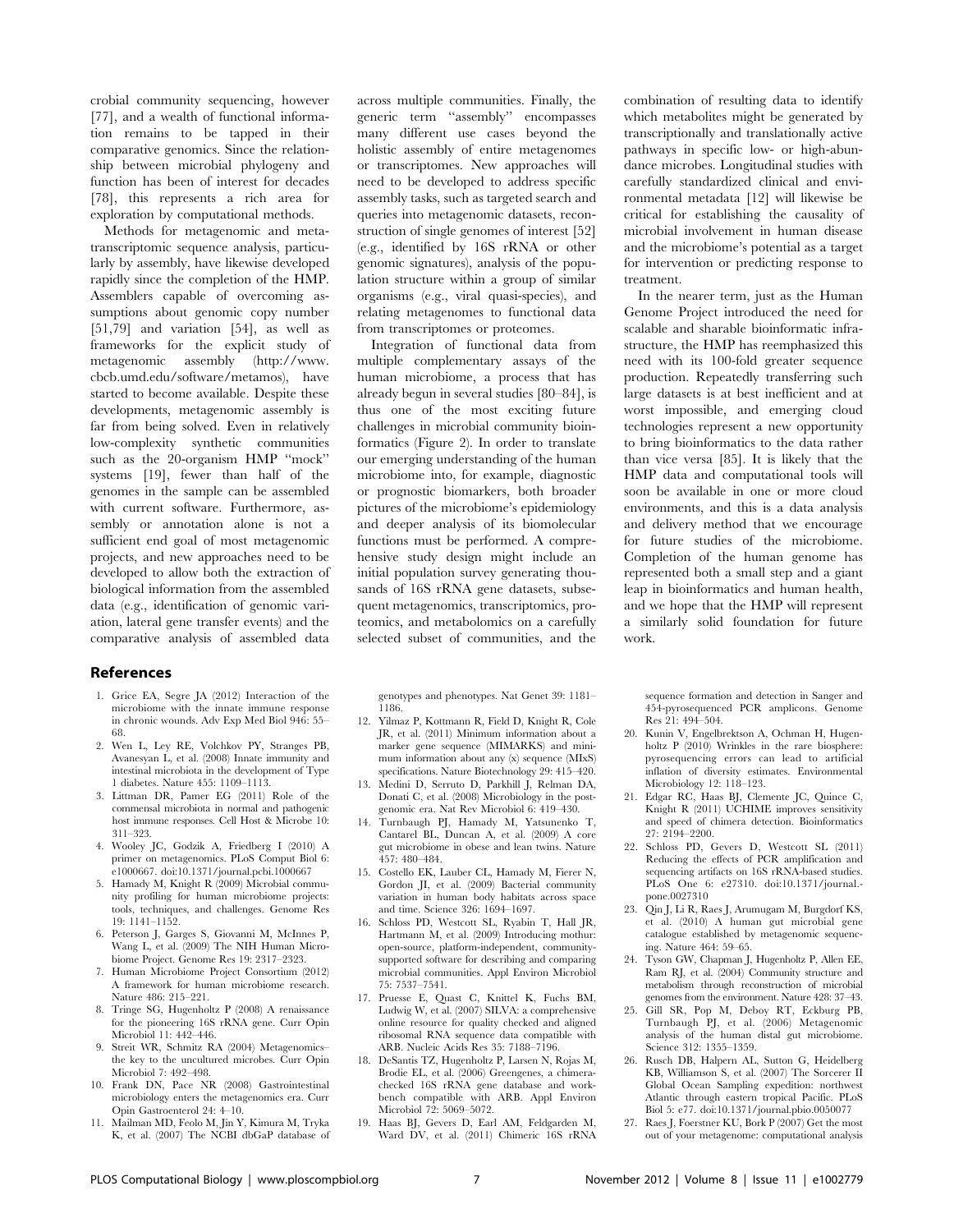crobial community sequencing, however [77], and a wealth of functional information remains to be tapped in their comparative genomics. Since the relationship between microbial phylogeny and function has been of interest for decades [78], this represents a rich area for exploration by computational methods.

Methods for metagenomic and metatranscriptomic sequence analysis, particularly by assembly, have likewise developed rapidly since the completion of the HMP. Assemblers capable of overcoming assumptions about genomic copy number [51,79] and variation [54], as well as frameworks for the explicit study of metagenomic assembly (http://www.cbcb.umd.edu/software/metamos), have started to become available. Despite these developments, metagenomic assembly is far from being solved. Even in relatively low-complexity synthetic communities such as the 20-organism HMP "mock" systems [19], fewer than half of the genomes in the sample can be assembled with current software. Furthermore, assembly or annotation alone is not a sufficient end goal of most metagenomic projects, and new approaches need to be developed to allow both the extraction of biological information from the assembled data (e.g., identification of genomic variation, lateral gene transfer events) and the comparative analysis of assembled data across multiple communities. Finally, the generic term "assembly" encompasses many different use cases beyond the holistic assembly of entire metagenomes or transcriptomes. New approaches will need to be developed to address specific assembly tasks, such as targeted search and queries into metagenomic datasets, reconstruction of single genomes of interest [52] (e.g., identified by 16S rRNA or other genomic signatures), analysis of the population structure within a group of similar organisms (e.g., viral quasi-species), and relating metagenomes to functional data from transcriptomes or proteomes.

Integration of functional data from multiple complementary assays of the human microbiome, a process that has already begun in several studies [80–84], is thus one of the most exciting future challenges in microbial community bioinformatics (Figure 2). In order to translate our emerging understanding of the human microbiome into, for example, diagnostic or prognostic biomarkers, both broader pictures of the microbiome's epidemiology and deeper analysis of its biomolecular functions must be performed. A comprehensive study design might include an initial population survey generating thousands of 16S rRNA gene datasets, subsequent metagenomics, transcriptomics, proteomics, and metabolomics on a carefully selected subset of communities, and the combination of resulting data to identify which metabolites might be generated by transcriptionally and translationally active pathways in specific low- or high-abundance microbes. Longitudinal studies with carefully standardized clinical and environmental metadata [12] will likewise be critical for establishing the causality of microbial involvement in human disease and the microbiome's potential as a target for intervention or predicting response to treatment.

In the nearer term, just as the Human Genome Project introduced the need for scalable and sharable bioinformatic infrastructure, the HMP has reemphasized this need with its 100-fold greater sequence production. Repeatedly transferring such large datasets is at best inefficient and at worst impossible, and emerging cloud technologies represent a new opportunity to bring bioinformatics to the data rather than vice versa [85]. It is likely that the HMP data and computational tools will soon be available in one or more cloud environments, and this is a data analysis and delivery method that we encourage for future studies of the microbiome. Completion of the human genome has represented both a small step and a giant leap in bioinformatics and human health, and we hope that the HMP will represent a similarly solid foundation for future work.

## References

1. Grice EA, Segre JA (2012) Interaction of the microbiome with the innate immune response in chronic wounds. Adv Exp Med Biol 946: 55–68.
2. Wen L, Ley RE, Volchkov PY, Stranges PB, Avanesyan L, et al. (2008) Innate immunity and intestinal microbiota in the development of Type 1 diabetes. Nature 455: 1109–1113.
3. Littman DR, Pamer EG (2011) Role of the commensal microbiota in normal and pathogenic host immune responses. Cell Host & Microbe 10: 311–323.
4. Wooley JC, Godzik A, Friedberg I (2010) A primer on metagenomics. PLoS Comput Biol 6: e1000667. doi:10.1371/journal.pcbi.1000667
5. Hamady M, Knight R (2009) Microbial community profiling for human microbiome projects: tools, techniques, and challenges. Genome Res 19: 1141–1152.
6. Peterson J, Garges S, Giovanni M, McInnes P, Wang L, et al. (2009) The NIH Human Microbiome Project. Genome Res 19: 2317–2323.
7. Human Microbiome Project Consortium (2012) A framework for human microbiome research. Nature 486: 215–221.
8. Tringe SG, Hugenholtz P (2008) A renaissance for the pioneering 16S rRNA gene. Curr Opin Microbiol 11: 442–446.
9. Streit WR, Schmitz RA (2004) Metagenomics–the key to the uncultured microbes. Curr Opin Microbiol 7: 492–498.
10. Frank DN, Pace NR (2008) Gastrointestinal microbiology enters the metagenomics era. Curr Opin Gastroenterol 24: 4–10.
11. Mailman MD, Feolo M, Jin Y, Kimura M, Tryka K, et al. (2007) The NCBI dbGaP database of genotypes and phenotypes. Nat Genet 39: 1181–1186.
12. Yilmaz P, Kottmann R, Field D, Knight R, Cole JR, et al. (2011) Minimum information about a marker gene sequence (MIMARKS) and minimum information about any (x) sequence (MIxS) specifications. Nature Biotechnology 29: 415–420.
13. Medini D, Serruto D, Parkhill J, Relman DA, Donati C, et al. (2008) Microbiology in the post-genomic era. Nat Rev Microbiol 6: 419–430.
14. Turnbaugh PJ, Hamady M, Yatsunenko T, Cantarel BL, Duncan A, et al. (2009) A core gut microbiome in obese and lean twins. Nature 457: 480–484.
15. Costello EK, Lauber CL, Hamady M, Fierer N, Gordon JI, et al. (2009) Bacterial community variation in human body habitats across space and time. Science 326: 1694–1697.
16. Schloss PD, Westcott SL, Ryabin T, Hall JR, Hartmann M, et al. (2009) Introducing mothur: open-source, platform-independent, community-supported software for describing and comparing microbial communities. Appl Environ Microbiol 75: 7537–7541.
17. Pruesse E, Quast C, Knittel K, Fuchs BM, Ludwig W, et al. (2007) SILVA: a comprehensive online resource for quality checked and aligned ribosomal RNA sequence data compatible with ARB. Nucleic Acids Res 35: 7188–7196.
18. DeSantis TZ, Hugenholtz P, Larsen N, Rojas M, Brodie EL, et al. (2006) Greengenes, a chimera-checked 16S rRNA gene database and workbench compatible with ARB. Appl Environ Microbiol 72: 5069–5072.
19. Haas BJ, Gevers D, Earl AM, Feldgarden M, Ward DV, et al. (2011) Chimeric 16S rRNA sequence formation and detection in Sanger and 454-pyrosequenced PCR amplicons. Genome Res 21: 494–504.
20. Kunin V, Engelbrektson A, Ochman H, Hugenholtz P (2010) Wrinkles in the rare biosphere: pyrosequencing errors can lead to artificial inflation of diversity estimates. Environmental Microbiology 12: 118–123.
21. Edgar RC, Haas BJ, Clemente JC, Quince C, Knight R (2011) UCHIME improves sensitivity and speed of chimera detection. Bioinformatics 27: 2194–2200.
22. Schloss PD, Gevers D, Westcott SL (2011) Reducing the effects of PCR amplification and sequencing artifacts on 16S rRNA-based studies. PLoS One 6: e27310. doi:10.1371/journal.pone.0027310
23. Qin J, Li R, Raes J, Arumugam M, Burgdorf KS, et al. (2010) A human gut microbial gene catalogue established by metagenomic sequencing. Nature 464: 59–65.
24. Tyson GW, Chapman J, Hugenholtz P, Allen EE, Ram RJ, et al. (2004) Community structure and metabolism through reconstruction of microbial genomes from the environment. Nature 428: 37–43.
25. Gill SR, Pop M, Deboy RT, Eckburg PB, Turnbaugh PJ, et al. (2006) Metagenomic analysis of the human distal gut microbiome. Science 312: 1355–1359.
26. Rusch DB, Halpern AL, Sutton G, Heidelberg KB, Williamson S, et al. (2007) The Sorcerer II Global Ocean Sampling expedition: northwest Atlantic through eastern tropical Pacific. PLoS Biol 5: e77. doi:10.1371/journal.pbio.0050077
27. Raes J, Foerstner KU, Bork P (2007) Get the most out of your metagenome: computational analysis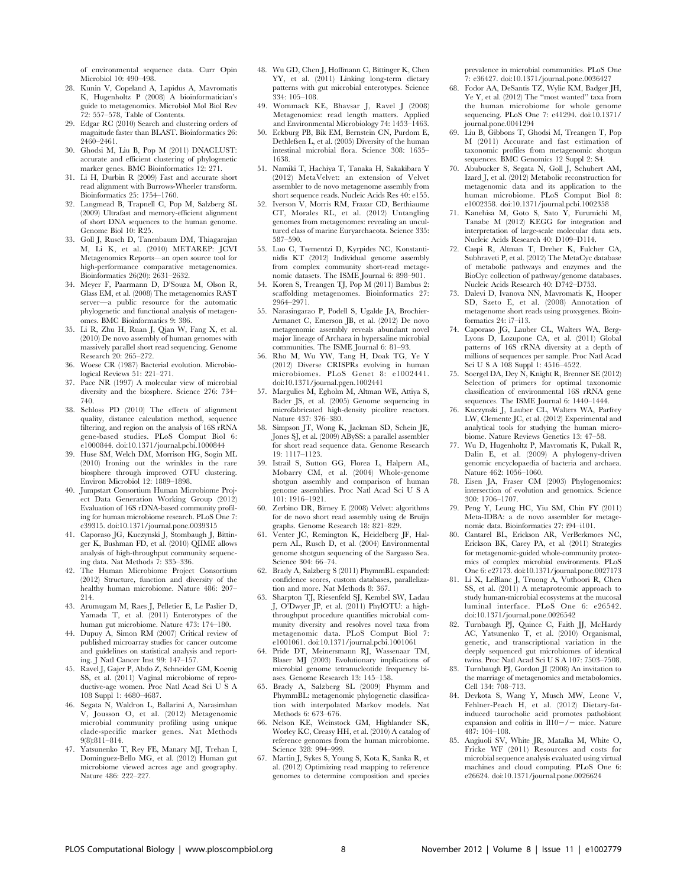of environmental sequence data. Curr Opin Microbiol 10: 490–498.

28. Kunin V, Copeland A, Lapidus A, Mavromatis K, Hugenholtz P (2008) A bioinformatician's guide to metagenomics. Microbiol Mol Biol Rev 72: 557–578, Table of Contents.
29. Edgar RC (2010) Search and clustering orders of magnitude faster than BLAST. Bioinformatics 26: 2460–2461.
30. Ghodsi M, Liu B, Pop M (2011) DNACLUST: accurate and efficient clustering of phylogenetic marker genes. BMC Bioinformatics 12: 271.
31. Li H, Durbin R (2009) Fast and accurate short read alignment with Burrows-Wheeler transform. Bioinformatics 25: 1754–1760.
32. Langmead B, Trapnell C, Pop M, Salzberg SL (2009) Ultrafast and memory-efficient alignment of short DNA sequences to the human genome. Genome Biol 10: R25.
33. Goll J, Rusch D, Tanenbaum DM, Thiagarajan M, Li K, et al. (2010) METAREP: JCVI Metagenomics Reports—an open source tool for high-performance comparative metagenomics. Bioinformatics 26(20): 2631–2632.
34. Meyer F, Paarmann D, D'Souza M, Olson R, Glass EM, et al. (2008) The metagenomics RAST server—a public resource for the automatic phylogenetic and functional analysis of metagenomes. BMC Bioinformatics 9: 386.
35. Li R, Zhu H, Ruan J, Qian W, Fang X, et al. (2010) De novo assembly of human genomes with massively parallel short read sequencing. Genome Research 20: 265–272.
36. Woese CR (1987) Bacterial evolution. Microbiological Reviews 51: 221–271.
37. Pace NR (1997) A molecular view of microbial diversity and the biosphere. Science 276: 734–740.
38. Schloss PD (2010) The effects of alignment quality, distance calculation method, sequence filtering, and region on the analysis of 16S rRNA gene-based studies. PLoS Comput Biol 6: e1000844. doi:10.1371/journal.pcbi.1000844
39. Huse SM, Welch DM, Morrison HG, Sogin ML (2010) Ironing out the wrinkles in the rare biosphere through improved OTU clustering. Environ Microbiol 12: 1889–1898.
40. Jumpstart Consortium Human Microbiome Project Data Generation Working Group (2012) Evaluation of 16S rDNA-based community profiling for human microbiome research. PLoS One 7: e39315. doi:10.1371/journal.pone.0039315
41. Caporaso JG, Kuczynski J, Stombaugh J, Bittinger K, Bushman FD, et al. (2010) QIIME allows analysis of high-throughput community sequencing data. Nat Methods 7: 335–336.
42. The Human Microbiome Project Consortium (2012) Structure, function and diversity of the healthy human microbiome. Nature 486: 207–214.
43. Arumugam M, Raes J, Pelletier E, Le Paslier D, Yamada T, et al. (2011) Enterotypes of the human gut microbiome. Nature 473: 174–180.
44. Dupuy A, Simon RM (2007) Critical review of published microarray studies for cancer outcome and guidelines on statistical analysis and reporting. J Natl Cancer Inst 99: 147–157.
45. Ravel J, Gajer P, Abdo Z, Schneider GM, Koenig SS, et al. (2011) Vaginal microbiome of reproductive-age women. Proc Natl Acad Sci U S A 108 Suppl 1: 4680–4687.
46. Segata N, Waldron L, Ballarini A, Narasimhan V, Jousson O, et al. (2012) Metagenomic microbial community profiling using unique clade-specific marker genes. Nat Methods 9(8):811–814.
47. Yatsunenko T, Rey FE, Manary MJ, Trehan I, Dominguez-Bello MG, et al. (2012) Human gut microbiome viewed across age and geography. Nature 486: 222–227.
48. Wu GD, Chen J, Hoffmann C, Bittinger K, Chen YY, et al. (2011) Linking long-term dietary patterns with gut microbial enterotypes. Science 334: 105–108.
49. Wommack KE, Bhavsar J, Ravel J (2008) Metagenomics: read length matters. Applied and Environmental Microbiology 74: 1453–1463.
50. Eckburg PB, Bik EM, Bernstein CN, Purdom E, Dethlefsen L, et al. (2005) Diversity of the human intestinal microbial flora. Science 308: 1635–1638.
51. Namiki T, Hachiya T, Tanaka H, Sakakibara Y (2012) MetaVelvet: an extension of Velvet assembler to de novo metagenome assembly from short sequence reads. Nucleic Acids Res 40: e155.
52. Iverson V, Morris RM, Frazar CD, Berthiaume CT, Morales RL, et al. (2012) Untangling genomes from metagenomes: revealing an uncultured class of marine Euryarchaeota. Science 335: 587–590.
53. Luo C, Tsementzi D, Kyrpides NC, Konstantinidis KT (2012) Individual genome assembly from complex community short-read metagenomic datasets. The ISME Journal 6: 898–901.
54. Koren S, Treangen TJ, Pop M (2011) Bambus 2: scaffolding metagenomes. Bioinformatics 27: 2964–2971.
55. Narasingarao P, Podell S, Ugalde JA, Brochier-Armanet C, Emerson JB, et al. (2012) De novo metagenomic assembly reveals abundant novel major lineage of Archaea in hypersaline microbial communities. The ISME Journal 6: 81–93.
56. Rho M, Wu YW, Tang H, Doak TG, Ye Y (2012) Diverse CRISPRs evolving in human microbiomes. PLoS Genet 8: e1002441. doi:10.1371/journal.pgen.1002441
57. Margulies M, Egholm M, Altman WE, Attiya S, Bader JS, et al. (2005) Genome sequencing in microfabricated high-density picolitre reactors. Nature 437: 376–380.
58. Simpson JT, Wong K, Jackman SD, Schein JE, Jones SJ, et al. (2009) ABySS: a parallel assembler for short read sequence data. Genome Research 19: 1117–1123.
59. Istrail S, Sutton GG, Florea L, Halpern AL, Mobarry CM, et al. (2004) Whole-genome shotgun assembly and comparison of human genome assemblies. Proc Natl Acad Sci U S A 101: 1916–1921.
60. Zerbino DR, Birney E (2008) Velvet: algorithms for de novo short read assembly using de Bruijn graphs. Genome Research 18: 821–829.
61. Venter JC, Remington K, Heidelberg JF, Halpern AL, Rusch D, et al. (2004) Environmental genome shotgun sequencing of the Sargasso Sea. Science 304: 66–74.
62. Brady A, Salzberg S (2011) PhymmBL expanded: confidence scores, custom databases, parallelization and more. Nat Methods 8: 367.
63. Sharpton TJ, Riesenfeld SJ, Kembel SW, Ladau J, O'Dwyer JP, et al. (2011) PhylOTU: a high-throughput procedure quantifies microbial community diversity and resolves novel taxa from metagenomic data. PLoS Comput Biol 7: e1001061. doi:10.1371/journal.pcbi.1001061
64. Pride DT, Meinersmann RJ, Wassenaar TM, Blaser MJ (2003) Evolutionary implications of microbial genome tetranucleotide frequency biases. Genome Research 13: 145–158.
65. Brady A, Salzberg SL (2009) Phymm and PhymmBL: metagenomic phylogenetic classification with interpolated Markov models. Nat Methods 6: 673–676.
66. Nelson KE, Weinstock GM, Highlander SK, Worley KC, Creasy HH, et al. (2010) A catalog of reference genomes from the human microbiome. Science 328: 994–999.
67. Martin J, Sykes S, Young S, Kota K, Sanka R, et al. (2012) Optimizing read mapping to reference genomes to determine composition and species prevalence in microbial communities. PLoS One 7: e36427. doi:10.1371/journal.pone.0036427
68. Fodor AA, DeSantis TZ, Wylie KM, Badger JH, Ye Y, et al. (2012) The "most wanted" taxa from the human microbiome for whole genome sequencing. PLoS One 7: e41294. doi:10.1371/journal.pone.0041294
69. Liu B, Gibbons T, Ghodsi M, Treangen T, Pop M (2011) Accurate and fast estimation of taxonomic profiles from metagenomic shotgun sequences. BMC Genomics 12 Suppl 2: S4.
70. Abubucker S, Segata N, Goll J, Schubert AM, Izard J, et al. (2012) Metabolic reconstruction for metagenomic data and its application to the human microbiome. PLoS Comput Biol 8: e1002358. doi:10.1371/journal.pcbi.1002358
71. Kanehisa M, Goto S, Sato Y, Furumichi M, Tanabe M (2012) KEGG for integration and interpretation of large-scale molecular data sets. Nucleic Acids Research 40: D109–D114.
72. Caspi R, Altman T, Dreher K, Fulcher CA, Subhraveti P, et al. (2012) The MetaCyc database of metabolic pathways and enzymes and the BioCyc collection of pathway/genome databases. Nucleic Acids Research 40: D742–D753.
73. Dalevi D, Ivanova NN, Mavromatis K, Hooper SD, Szeto E, et al. (2008) Annotation of metagenome short reads using proxygenes. Bioinformatics 24: i7–i13.
74. Caporaso JG, Lauber CL, Walters WA, Berg-Lyons D, Lozupone CA, et al. (2011) Global patterns of 16S rRNA diversity at a depth of millions of sequences per sample. Proc Natl Acad Sci U S A 108 Suppl 1: 4516–4522.
75. Soergel DA, Dey N, Knight R, Brenner SE (2012) Selection of primers for optimal taxonomic classification of environmental 16S rRNA gene sequences. The ISME Journal 6: 1440–1444.
76. Kuczynski J, Lauber CL, Walters WA, Parfrey LW, Clemente JC, et al. (2012) Experimental and analytical tools for studying the human microbiome. Nature Reviews Genetics 13: 47–58.
77. Wu D, Hugenholtz P, Mavromatis K, Pukall R, Dalin E, et al. (2009) A phylogeny-driven genomic encyclopaedia of bacteria and archaea. Nature 462: 1056–1060.
78. Eisen JA, Fraser CM (2003) Phylogenomics: intersection of evolution and genomics. Science 300: 1706–1707.
79. Peng Y, Leung HC, Yiu SM, Chin FY (2011) Meta-IDBA: a de novo assembler for metagenomic data. Bioinformatics 27: i94–i101.
80. Cantarel BL, Erickson AR, VerBerkmoes NC, Erickson BK, Carey PA, et al. (2011) Strategies for metagenomic-guided whole-community proteomics of complex microbial environments. PLoS One 6: e27173. doi:10.1371/journal.pone.0027173
81. Li X, LeBlanc J, Truong A, Vuthoori R, Chen SS, et al. (2011) A metaproteomic approach to study human-microbial ecosystems at the mucosal luminal interface. PLoS One 6: e26542. doi:10.1371/journal.pone.0026542
82. Turnbaugh PJ, Quince C, Faith JJ, McHardy AC, Yatsunenko T, et al. (2010) Organismal, genetic, and transcriptional variation in the deeply sequenced gut microbiomes of identical twins. Proc Natl Acad Sci U S A 107: 7503–7508.
83. Turnbaugh PJ, Gordon JI (2008) An invitation to the marriage of metagenomics and metabolomics. Cell 134: 708–713.
84. Devkota S, Wang Y, Musch MW, Leone V, Fehlner-Peach H, et al. (2012) Dietary-fat-induced taurocholic acid promotes pathobiont expansion and colitis in Il10−/− mice. Nature 487: 104–108.
85. Angiuoli SV, White JR, Matalka M, White O, Fricke WF (2011) Resources and costs for microbial sequence analysis evaluated using virtual machines and cloud computing. PLoS One 6: e26624. doi:10.1371/journal.pone.0026624